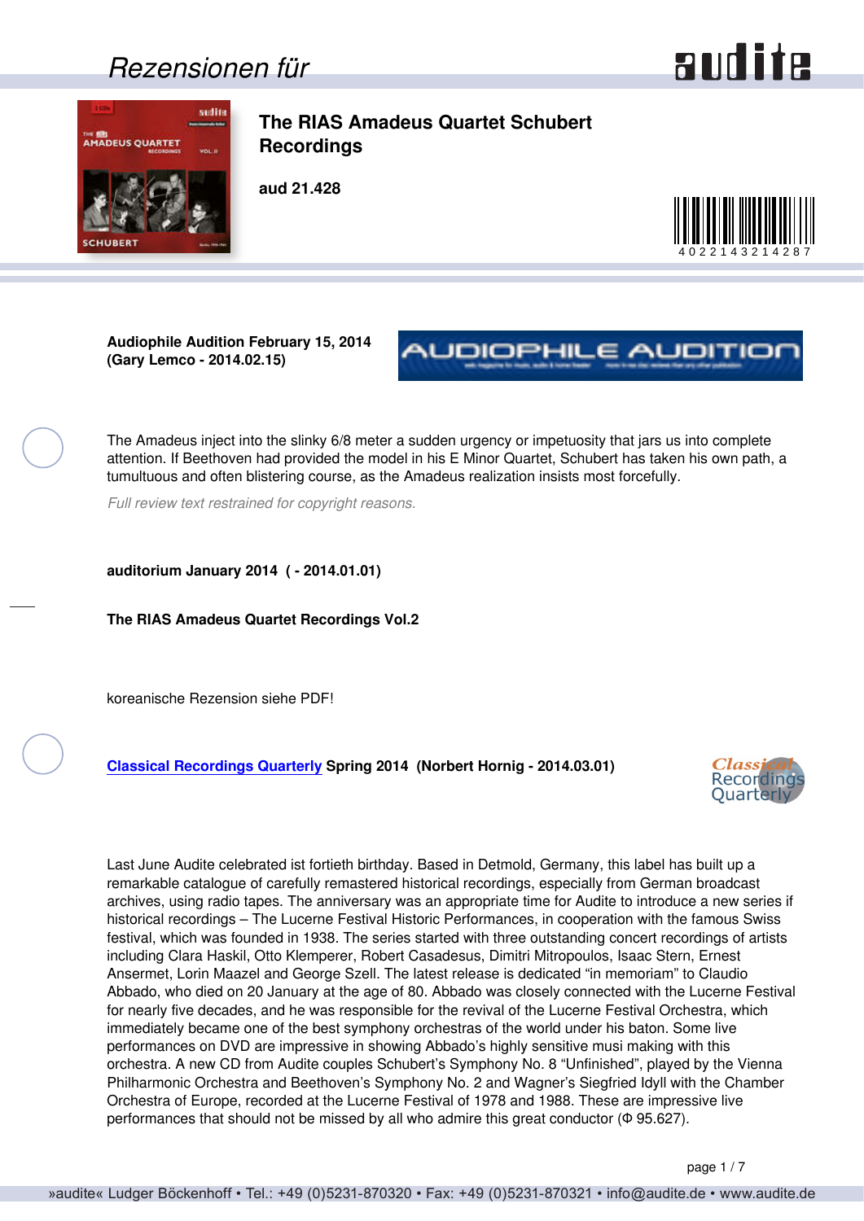# Rezensionen für audite

## The RIAS Amadeus Quartet Schubert Recordings

**aud 21.428**

4022143214287

**Audiophile Audition February 15, 2014 (Gary Lemco - 2014.02.15)**

The Amadeus inject into the slinky 6/8 meter a sudden urgency or impetuosity that jars us into complete attention. If Beethoven had provided the model in his E Minor Quartet, Schubert has taken his own path, a tumultuous and often blistering course, as the Amadeus realization insists most forcefully.

*Full review text restrained for copyright reasons.*

**auditorium January 2014 ( - 2014.01.01)**

**The RIAS Amadeus Quartet Recordings Vol.2**

koreanische Rezension siehe PDF!

**Classical Recordings Quarterly Spring 2014 (Norbert Hornig - 2014.03.01)**

Last June Audite celebrated ist fortieth birthday. Based in Detmold, Germany, this label has built up a remarkable catalogue of carefully remastered historical recordings, especially from German broadcast archives, using radio tapes. The anniversary was an appropriate time for Audite to introduce a new series if historical recordings – The Lucerne Festival Historic Performances, in cooperation with the famous Swiss festival, which was founded in 1938. The series started with three outstanding concert recordings of artists including Clara Haskil, Otto Klemperer, Robert Casadesus, Dimitri Mitropoulos, Isaac Stern, Ernest Ansermet, Lorin Maazel and George Szell. The latest release is dedicated "in memoriam" to Claudio Abbado, who died on 20 January at the age of 80. Abbado was closely connected with the Lucerne Festival for nearly five decades, and he was responsible for the revival of the Lucerne Festival Orchestra, which immediately became one of the best symphony orchestras of the world under his baton. Some live performances on DVD are impressive in showing Abbado's highly sensitive musi making with this orchestra. A new CD from Audite couples Schubert's Symphony No. 8 "Unfinished", played by the Vienna Philharmonic Orchestra and Beethoven's Symphony No. 2 and Wagner's Siegfried Idyll with the Chamber Orchestra of Europe, recorded at the Lucerne Festival of 1978 and 1988. These are impressive live performances that should not be missed by all who admire this great conductor (Φ 95.627).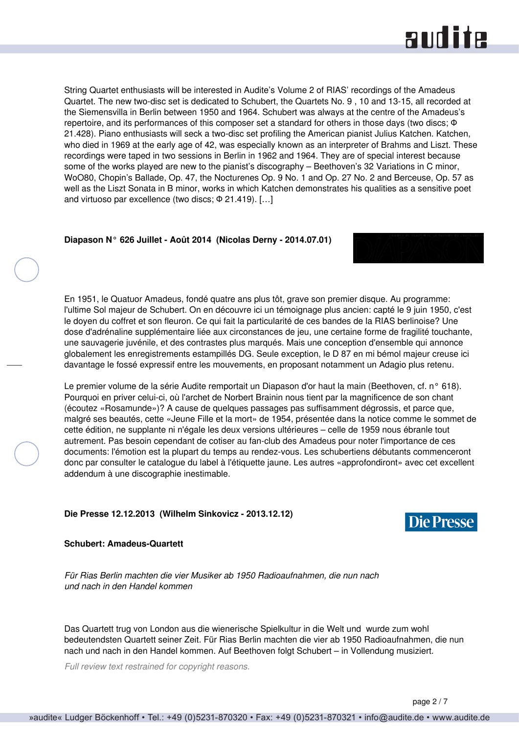String Quartet enthusiasts will be interested in Audite's Volume 2 of RIAS' recordings of the Amadeus Quartet. The new two-disc set is dedicated to Schubert, the Quartets No. 9 , 10 and 13-15, all recorded at the Siemensvilla in Berlin between 1950 and 1964. Schubert was always at the centre of the Amadeus's repertoire, and its performances of this composer set a standard for others in those days (two discs; Φ 21.428). Piano enthusiasts will seck a two-disc set profiling the American pianist Julius Katchen. Katchen, who died in 1969 at the early age of 42, was especially known as an interpreter of Brahms and Liszt. These recordings were taped in two sessions in Berlin in 1962 and 1964. They are of special interest because some of the works played are new to the pianist's discography – Beethoven's 32 Variations in C minor, WoO80, Chopin's Ballade, Op. 47, the Nocturenes Op. 9 No. 1 and Op. 27 No. 2 and Berceuse, Op. 57 as well as the Liszt Sonata in B minor, works in which Katchen demonstrates his qualities as a sensitive poet and virtuoso par excellence (two discs; Φ 21.419). […]

**Diapason N° 626 Juillet - Août 2014 (Nicolas Derny - 2014.07.01)**

En 1951, le Quatuor Amadeus, fondé quatre ans plus tôt, grave son premier disque. Au programme: l'ultime Sol majeur de Schubert. On en découvre ici un témoignage plus ancien: capté le 9 juin 1950, c'est le doyen du coffret et son fleuron. Ce qui fait la particularité de ces bandes de la RIAS berlinoise? Une dose d'adrénaline supplémentaire liée aux circonstances de jeu, une certaine forme de fragilité touchante, une sauvagerie juvénile, et des contrastes plus marqués. Mais une conception d'ensemble qui annonce globalement les enregistrements estampillés DG. Seule exception, le D 87 en mi bémol majeur creuse ici davantage le fossé expressif entre les mouvements, en proposant notamment un Adagio plus retenu.

Le premier volume de la série Audite remportait un Diapason d'or haut la main (Beethoven, cf. n° 618). Pourquoi en priver celui-ci, où l'archet de Norbert Brainin nous tient par la magnificence de son chant (écoutez «Rosamunde»)? A cause de quelques passages pas suffisamment dégrossis, et parce que, malgré ses beautés, cette «Jeune Fille et la mort» de 1954, présentée dans la notice comme le sommet de cette édition, ne supplante ni n'égale les deux versions ultérieures – celle de 1959 nous ébranle tout autrement. Pas besoin cependant de cotiser au fan-club des Amadeus pour noter l'importance de ces documents: l'émotion est la plupart du temps au rendez-vous. Les schubertiens débutants commenceront donc par consulter le catalogue du label à l'étiquette jaune. Les autres «approfondiront» avec cet excellent addendum à une discographie inestimable.

**Die Presse 12.12.2013 (Wilhelm Sinkovicz - 2013.12.12)**

**Schubert: Amadeus-Quartett**

*Für Rias Berlin machten die vier Musiker ab 1950 Radioaufnahmen, die nun nach und nach in den Handel kommen*

Das Quartett trug von London aus die wienerische Spielkultur in die Welt und wurde zum wohl bedeutendsten Quartett seiner Zeit. Für Rias Berlin machten die vier ab 1950 Radioaufnahmen, die nun nach und nach in den Handel kommen. Auf Beethoven folgt Schubert – in Vollendung musiziert.

*Full review text restrained for copyright reasons.*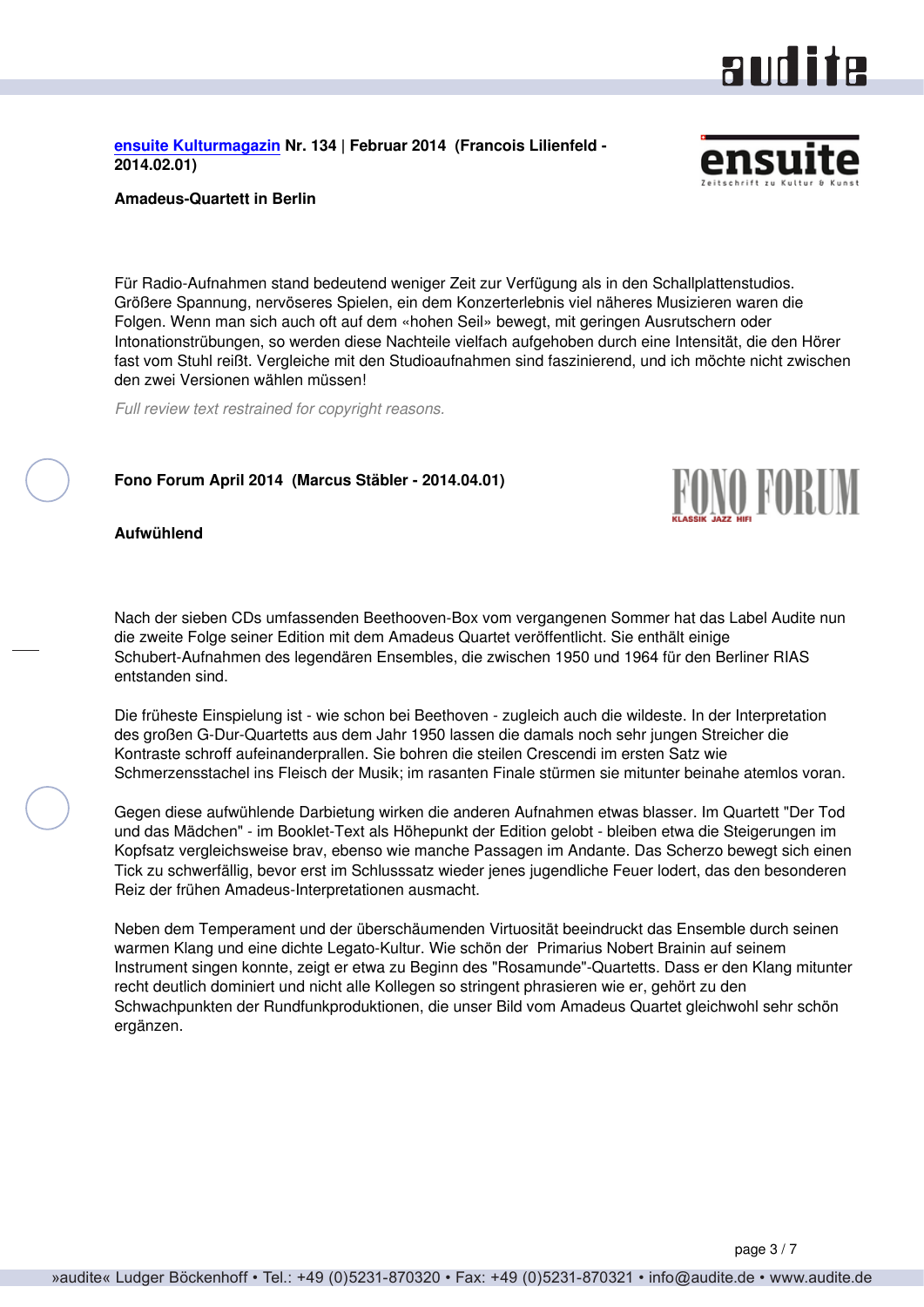[ensuite Kulturmagazin](#) **Nr. 134 | Februar 2014 (Francois Lilienfeld - 2014.02.01)**

**Amadeus-Quartett in Berlin**

Für Radio-Aufnahmen stand bedeutend weniger Zeit zur Verfügung als in den Schallplattenstudios. Größere Spannung, nervöseres Spielen, ein dem Konzerterlebnis viel näheres Musizieren waren die Folgen. Wenn man sich auch oft auf dem «hohen Seil» bewegt, mit geringen Ausrutschern oder Intonationstrübungen, so werden diese Nachteile vielfach aufgehoben durch eine Intensität, die den Hörer fast vom Stuhl reißt. Vergleiche mit den Studioaufnahmen sind faszinierend, und ich möchte nicht zwischen den zwei Versionen wählen müssen!

*Full review text restrained for copyright reasons.*

**Fono Forum April 2014 (Marcus Stäbler - 2014.04.01)**

**Aufwühlend**

Nach der sieben CDs umfassenden Beethooven-Box vom vergangenen Sommer hat das Label Audite nun die zweite Folge seiner Edition mit dem Amadeus Quartet veröffentlicht. Sie enthält einige Schubert-Aufnahmen des legendären Ensembles, die zwischen 1950 und 1964 für den Berliner RIAS entstanden sind.

Die früheste Einspielung ist - wie schon bei Beethoven - zugleich auch die wildeste. In der Interpretation des großen G-Dur-Quartetts aus dem Jahr 1950 lassen die damals noch sehr jungen Streicher die Kontraste schroff aufeinanderprallen. Sie bohren die steilen Crescendi im ersten Satz wie Schmerzensstachel ins Fleisch der Musik; im rasanten Finale stürmen sie mitunter beinahe atemlos voran.

Gegen diese aufwühlende Darbietung wirken die anderen Aufnahmen etwas blasser. Im Quartett "Der Tod und das Mädchen" - im Booklet-Text als Höhepunkt der Edition gelobt - bleiben etwa die Steigerungen im Kopfsatz vergleichsweise brav, ebenso wie manche Passagen im Andante. Das Scherzo bewegt sich einen Tick zu schwerfällig, bevor erst im Schlusssatz wieder jenes jugendliche Feuer lodert, das den besonderen Reiz der frühen Amadeus-Interpretationen ausmacht.

Neben dem Temperament und der überschäumenden Virtuosität beeindruckt das Ensemble durch seinen warmen Klang und eine dichte Legato-Kultur. Wie schön der Primarius Nobert Brainin auf seinem Instrument singen konnte, zeigt er etwa zu Beginn des "Rosamunde"-Quartetts. Dass er den Klang mitunter recht deutlich dominiert und nicht alle Kollegen so stringent phrasieren wie er, gehört zu den Schwachpunkten der Rundfunkproduktionen, die unser Bild vom Amadeus Quartet gleichwohl sehr schön ergänzen.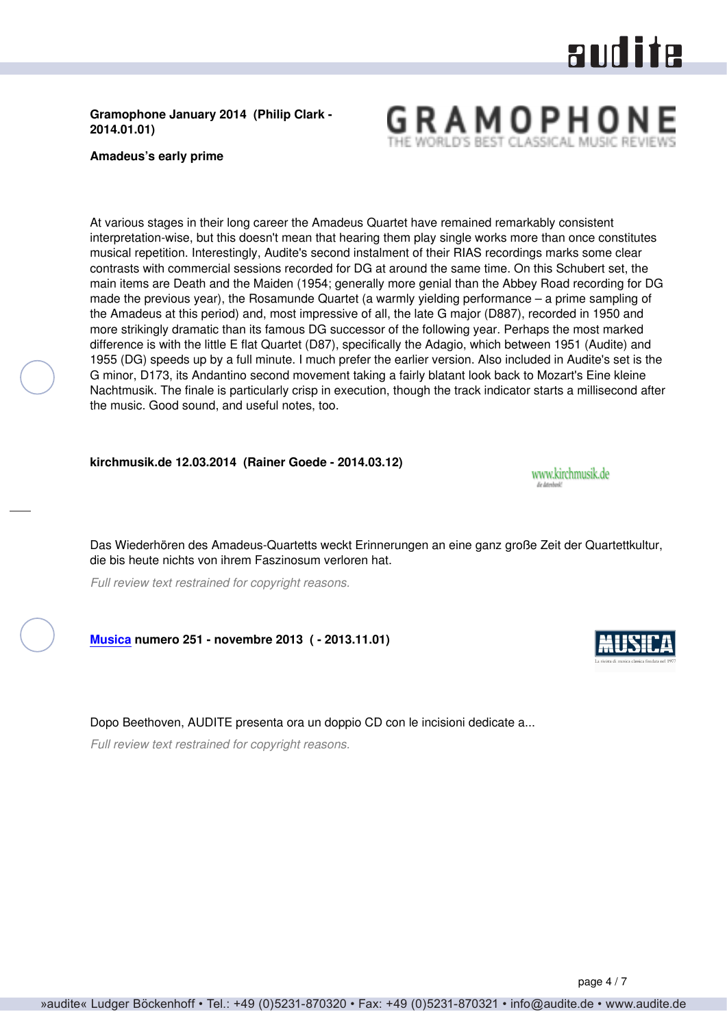**Gramophone January 2014 (Philip Clark - 2014.01.01)**

**Amadeus's early prime**

At various stages in their long career the Amadeus Quartet have remained remarkably consistent interpretation-wise, but this doesn't mean that hearing them play single works more than once constitutes musical repetition. Interestingly, Audite's second instalment of their RIAS recordings marks some clear contrasts with commercial sessions recorded for DG at around the same time. On this Schubert set, the main items are Death and the Maiden (1954; generally more genial than the Abbey Road recording for DG made the previous year), the Rosamunde Quartet (a warmly yielding performance – a prime sampling of the Amadeus at this period) and, most impressive of all, the late G major (D887), recorded in 1950 and more strikingly dramatic than its famous DG successor of the following year. Perhaps the most marked difference is with the little E flat Quartet (D87), specifically the Adagio, which between 1951 (Audite) and 1955 (DG) speeds up by a full minute. I much prefer the earlier version. Also included in Audite's set is the G minor, D173, its Andantino second movement taking a fairly blatant look back to Mozart's Eine kleine Nachtmusik. The finale is particularly crisp in execution, though the track indicator starts a millisecond after the music. Good sound, and useful notes, too.

**kirchmusik.de 12.03.2014 (Rainer Goede - 2014.03.12)**

Das Wiederhören des Amadeus-Quartetts weckt Erinnerungen an eine ganz große Zeit der Quartettkultur, die bis heute nichts von ihrem Faszinosum verloren hat.

*Full review text restrained for copyright reasons.*

**Musica numero 251 - novembre 2013 ( - 2013.11.01)**

Dopo Beethoven, AUDITE presenta ora un doppio CD con le incisioni dedicate a...

*Full review text restrained for copyright reasons.*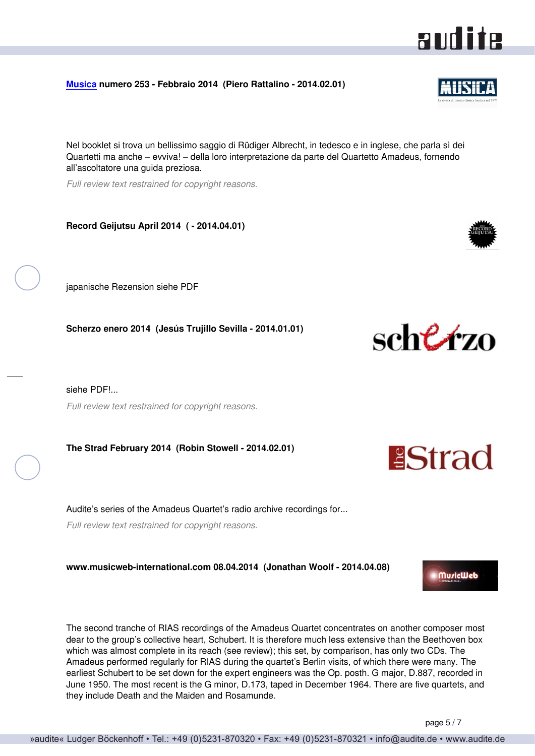**Musica numero 253 - Febbraio 2014 (Piero Rattalino - 2014.02.01)**

Nel booklet si trova un bellissimo saggio di Rüdiger Albrecht, in tedesco e in inglese, che parla sì dei Quartetti ma anche – evviva! – della loro interpretazione da parte del Quartetto Amadeus, fornendo all'ascoltatore una guida preziosa.

*Full review text restrained for copyright reasons.*

**Record Geijutsu April 2014 ( - 2014.04.01)**

japanische Rezension siehe PDF

**Scherzo enero 2014 (Jesús Trujillo Sevilla - 2014.01.01)**

siehe PDF!...

*Full review text restrained for copyright reasons.*

**The Strad February 2014 (Robin Stowell - 2014.02.01)**

Audite's series of the Amadeus Quartet's radio archive recordings for...

*Full review text restrained for copyright reasons.*

**www.musicweb-international.com 08.04.2014 (Jonathan Woolf - 2014.04.08)**

The second tranche of RIAS recordings of the Amadeus Quartet concentrates on another composer most dear to the group's collective heart, Schubert. It is therefore much less extensive than the Beethoven box which was almost complete in its reach (see review); this set, by comparison, has only two CDs. The Amadeus performed regularly for RIAS during the quartet's Berlin visits, of which there were many. The earliest Schubert to be set down for the expert engineers was the Op. posth. G major, D.887, recorded in June 1950. The most recent is the G minor, D.173, taped in December 1964. There are five quartets, and they include Death and the Maiden and Rosamunde.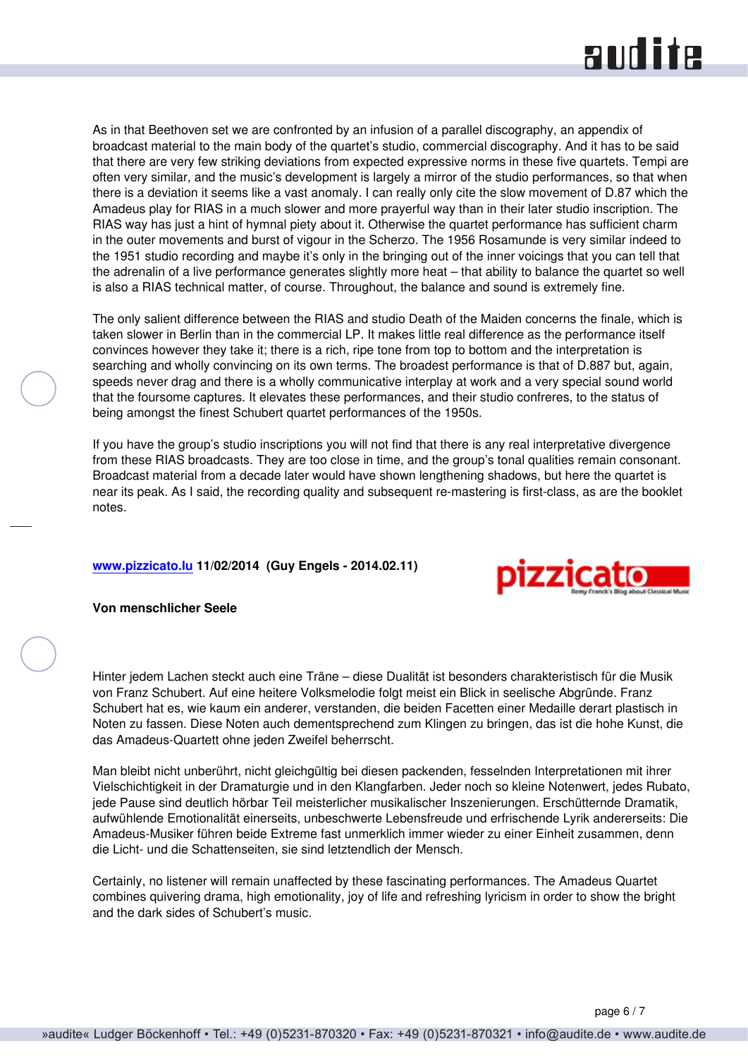As in that Beethoven set we are confronted by an infusion of a parallel discography, an appendix of broadcast material to the main body of the quartet's studio, commercial discography. And it has to be said that there are very few striking deviations from expected expressive norms in these five quartets. Tempi are often very similar, and the music's development is largely a mirror of the studio performances, so that when there is a deviation it seems like a vast anomaly. I can really only cite the slow movement of D.87 which the Amadeus play for RIAS in a much slower and more prayerful way than in their later studio inscription. The RIAS way has just a hint of hymnal piety about it. Otherwise the quartet performance has sufficient charm in the outer movements and burst of vigour in the Scherzo. The 1956 Rosamunde is very similar indeed to the 1951 studio recording and maybe it's only in the bringing out of the inner voicings that you can tell that the adrenalin of a live performance generates slightly more heat – that ability to balance the quartet so well is also a RIAS technical matter, of course. Throughout, the balance and sound is extremely fine.

The only salient difference between the RIAS and studio Death of the Maiden concerns the finale, which is taken slower in Berlin than in the commercial LP. It makes little real difference as the performance itself convinces however they take it; there is a rich, ripe tone from top to bottom and the interpretation is searching and wholly convincing on its own terms. The broadest performance is that of D.887 but, again, speeds never drag and there is a wholly communicative interplay at work and a very special sound world that the foursome captures. It elevates these performances, and their studio confreres, to the status of being amongst the finest Schubert quartet performances of the 1950s.

If you have the group's studio inscriptions you will not find that there is any real interpretative divergence from these RIAS broadcasts. They are too close in time, and the group's tonal qualities remain consonant. Broadcast material from a decade later would have shown lengthening shadows, but here the quartet is near its peak. As I said, the recording quality and subsequent re-mastering is first-class, as are the booklet notes.

**www.pizzicato.lu 11/02/2014 (Guy Engels - 2014.02.11)**

**Von menschlicher Seele**

Hinter jedem Lachen steckt auch eine Träne – diese Dualität ist besonders charakteristisch für die Musik von Franz Schubert. Auf eine heitere Volksmelodie folgt meist ein Blick in seelische Abgründe. Franz Schubert hat es, wie kaum ein anderer, verstanden, die beiden Facetten einer Medaille derart plastisch in Noten zu fassen. Diese Noten auch dementsprechend zum Klingen zu bringen, das ist die hohe Kunst, die das Amadeus-Quartett ohne jeden Zweifel beherrscht.

Man bleibt nicht unberührt, nicht gleichgültig bei diesen packenden, fesselnden Interpretationen mit ihrer Vielschichtigkeit in der Dramaturgie und in den Klangfarben. Jeder noch so kleine Notenwert, jedes Rubato, jede Pause sind deutlich hörbar Teil meisterlicher musikalischer Inszenierungen. Erschütternde Dramatik, aufwühlende Emotionalität einerseits, unbeschwerte Lebensfreude und erfrischende Lyrik andererseits: Die Amadeus-Musiker führen beide Extreme fast unmerklich immer wieder zu einer Einheit zusammen, denn die Licht- und die Schattenseiten, sie sind letztendlich der Mensch.

Certainly, no listener will remain unaffected by these fascinating performances. The Amadeus Quartet combines quivering drama, high emotionality, joy of life and refreshing lyricism in order to show the bright and the dark sides of Schubert's music.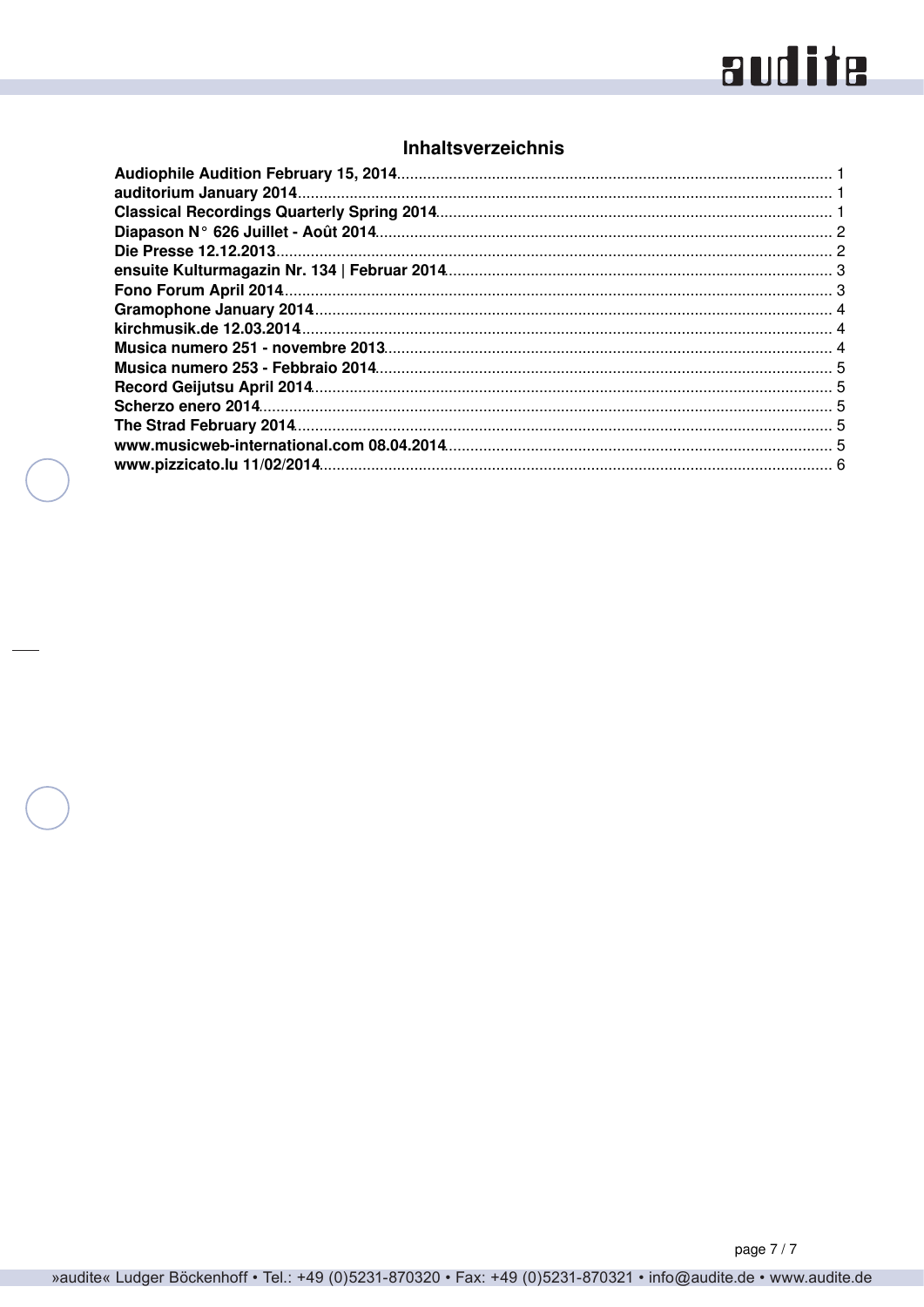## Inhaltsverzeichnis

**Audiophile Audition February 15, 2014** .......... 1
**auditorium January 2014** .......... 1
**Classical Recordings Quarterly Spring 2014** .......... 1
**Diapason N° 626 Juillet - Août 2014** .......... 2
**Die Presse 12.12.2013** .......... 2
**ensuite Kulturmagazin Nr. 134 | Februar 2014** .......... 3
**Fono Forum April 2014** .......... 3
**Gramophone January 2014** .......... 4
**kirchmusik.de 12.03.2014** .......... 4
**Musica numero 251 - novembre 2013** .......... 4
**Musica numero 253 - Febbraio 2014** .......... 5
**Record Geijutsu April 2014** .......... 5
**Scherzo enero 2014** .......... 5
**The Strad February 2014** .......... 5
**www.musicweb-international.com 08.04.2014** .......... 5
**www.pizzicato.lu 11/02/2014** .......... 6